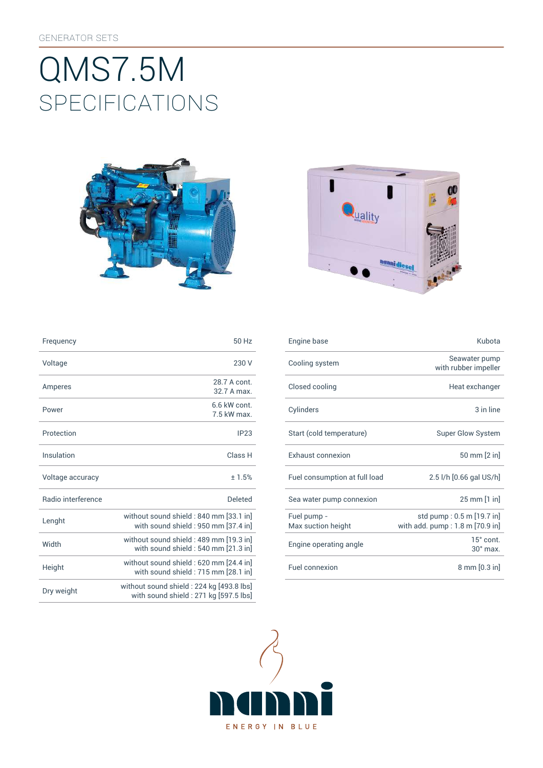GENERATOR SETS

# QMS7.5M
## SPECIFICATIONS

| | |
|---|---|
| Frequency | 50 Hz |
| Voltage | 230 V |
| Amperes | 28.7 A cont.<br>32.7 A max. |
| Power | 6.6 kW cont.<br>7.5 kW max. |
| Protection | IP23 |
| Insulation | Class H |
| Voltage accuracy | ± 1.5% |
| Radio interference | Deleted |
| Lenght | without sound shield : 840 mm [33.1 in]<br>with sound shield : 950 mm [37.4 in] |
| Width | without sound shield : 489 mm [19.3 in]<br>with sound shield : 540 mm [21.3 in] |
| Height | without sound shield : 620 mm [24.4 in]<br>with sound shield : 715 mm [28.1 in] |
| Dry weight | without sound shield : 224 kg [493.8 lbs]<br>with sound shield : 271 kg [597.5 lbs] |

| | |
|---|---|
| Engine base | Kubota |
| Cooling system | Seawater pump<br>with rubber impeller |
| Closed cooling | Heat exchanger |
| Cylinders | 3 in line |
| Start (cold temperature) | Super Glow System |
| Exhaust connexion | 50 mm [2 in] |
| Fuel consumption at full load | 2.5 l/h [0.66 gal US/h] |
| Sea water pump connexion | 25 mm [1 in] |
| Fuel pump -<br>Max suction height | std pump : 0.5 m [19.7 in]<br>with add. pump : 1.8 m [70.9 in] |
| Engine operating angle | 15° cont.<br>30° max. |
| Fuel connexion | 8 mm [0.3 in] |

nanni

ENERGY IN BLUE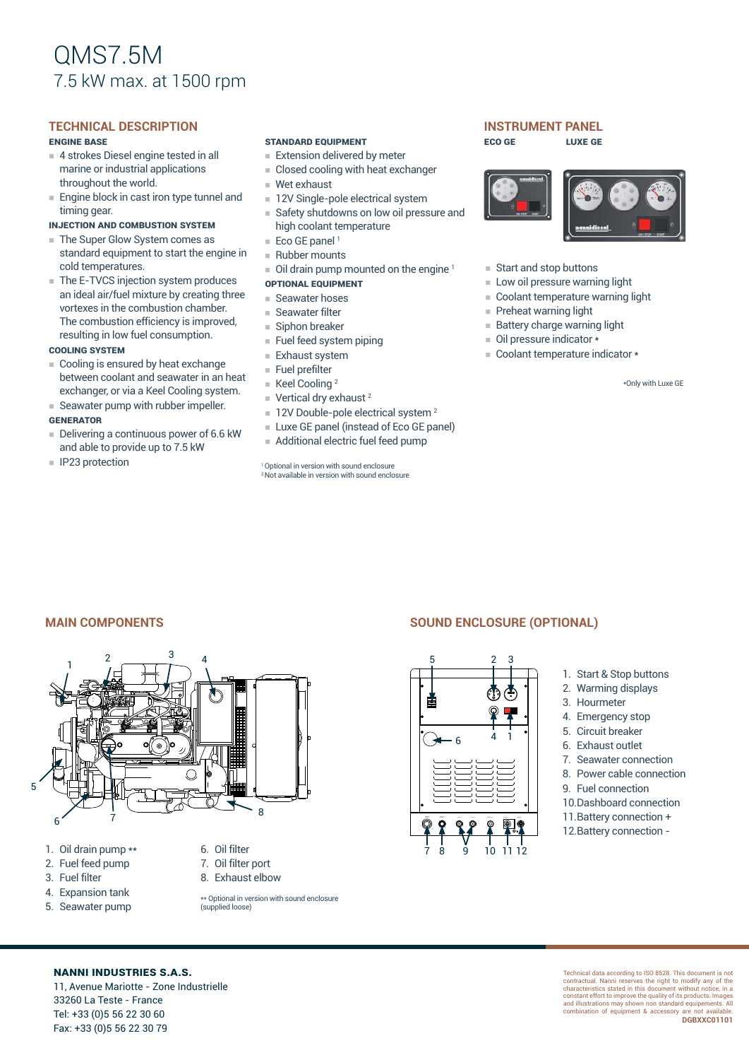# QMS7.5M

7.5 kW max. at 1500 rpm

## TECHNICAL DESCRIPTION

### ENGINE BASE

- 4 strokes Diesel engine tested in all marine or industrial applications throughout the world.
- Engine block in cast iron type tunnel and timing gear.

### INJECTION AND COMBUSTION SYSTEM

- The Super Glow System comes as standard equipment to start the engine in cold temperatures.
- The E-TVCS injection system produces an ideal air/fuel mixture by creating three vortexes in the combustion chamber. The combustion efficiency is improved, resulting in low fuel consumption.

### COOLING SYSTEM

- Cooling is ensured by heat exchange between coolant and seawater in an heat exchanger, or via a Keel Cooling system.
- Seawater pump with rubber impeller.

### GENERATOR

- Delivering a continuous power of 6.6 kW and able to provide up to 7.5 kW
- IP23 protection

### STANDARD EQUIPMENT

- Extension delivered by meter
- Closed cooling with heat exchanger
- Wet exhaust
- 12V Single-pole electrical system
- Safety shutdowns on low oil pressure and high coolant temperature
- Eco GE panel [1]
- Rubber mounts
- Oil drain pump mounted on the engine [1]

### OPTIONAL EQUIPMENT

- Seawater hoses
- Seawater filter
- Siphon breaker
- Fuel feed system piping
- Exhaust system
- Fuel prefilter
- Keel Cooling [2]
- Vertical dry exhaust [2]
- 12V Double-pole electrical system [2]
- Luxe GE panel (instead of Eco GE panel)
- Additional electric fuel feed pump

[1] Optional in version with sound enclosure
[2] Not available in version with sound enclosure

## INSTRUMENT PANEL

ECO GE LUXE GE

- Start and stop buttons
- Low oil pressure warning light
- Coolant temperature warning light
- Preheat warning light
- Battery charge warning light
- Oil pressure indicator *
- Coolant temperature indicator *

*Only with Luxe GE

## MAIN COMPONENTS

1. Oil drain pump **
2. Fuel feed pump
3. Fuel filter
4. Expansion tank
5. Seawater pump
6. Oil filter
7. Oil filter port
8. Exhaust elbow

** Optional in version with sound enclosure (supplied loose)

## SOUND ENCLOSURE (OPTIONAL)

1. Start & Stop buttons
2. Warming displays
3. Hourmeter
4. Emergency stop
5. Circuit breaker
6. Exhaust outlet
7. Seawater connection
8. Power cable connection
9. Fuel connection
10. Dashboard connection
11. Battery connection +
12. Battery connection -

**NANNI INDUSTRIES S.A.S.**
11, Avenue Mariotte - Zone Industrielle
33260 La Teste - France
Tel: +33 (0)5 56 22 30 60
Fax: +33 (0)5 56 22 30 79

Technical data according to ISO 8528. This document is not contractual. Nanni reserves the right to modify any of the characteristics stated in this document without notice, in a constant effort to improve the quality of its products. Images and illustrations may shown non standard equipements. All combination of equipment & accessory are not available.
**DGBXXC01101**